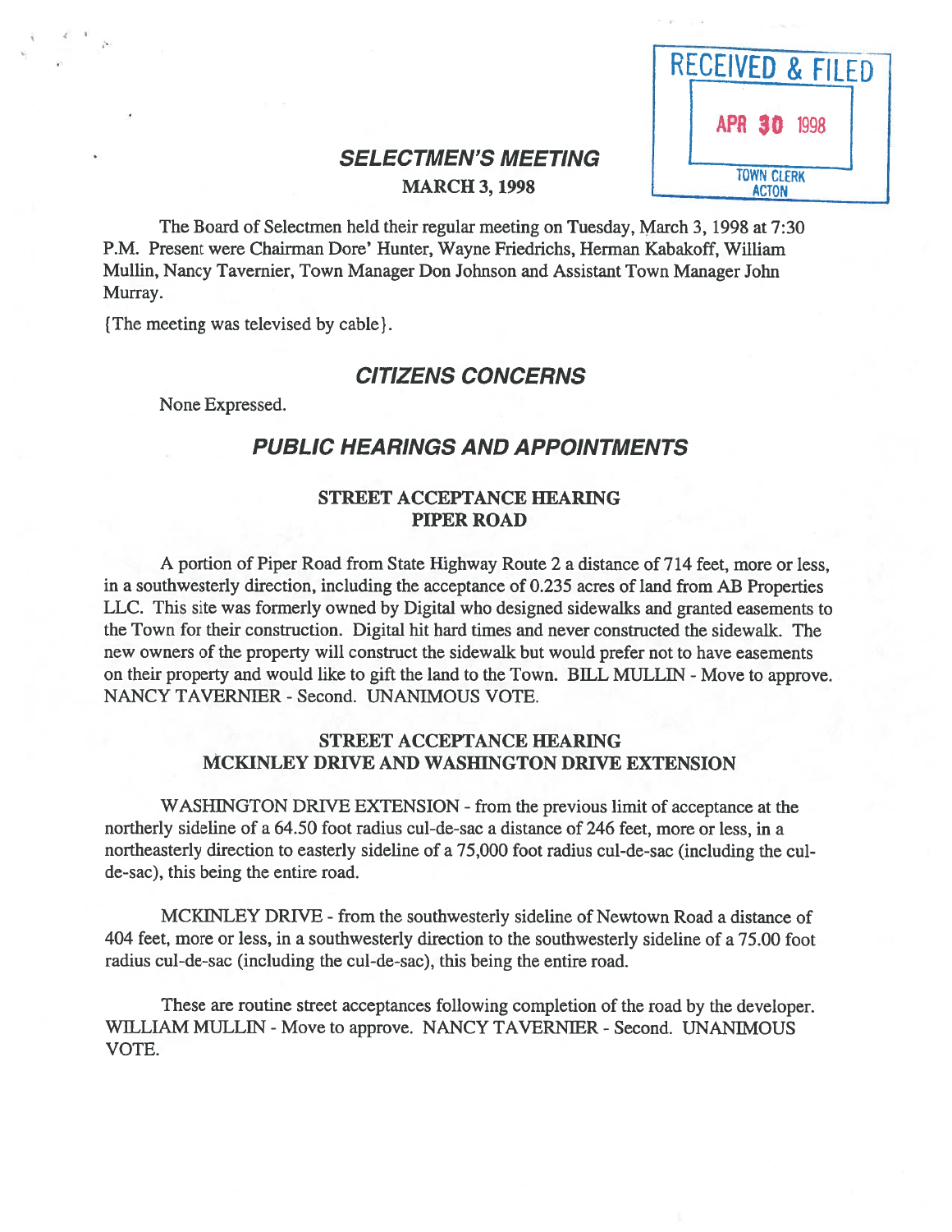RECEIVED & FILED

APR 30 1998

TOWN CLERK
ACTON

# SELECTMEN'S MEETING

**MARCH 3, 1998**

The Board of Selectmen held their regular meeting on Tuesday, March 3, 1998 at 7:30 P.M. Present were Chairman Dore' Hunter, Wayne Friedrichs, Herman Kabakoff, William Mullin, Nancy Tavernier, Town Manager Don Johnson and Assistant Town Manager John Murray.

{The meeting was televised by cable}.

## CITIZENS CONCERNS

None Expressed.

## PUBLIC HEARINGS AND APPOINTMENTS

### STREET ACCEPTANCE HEARING PIPER ROAD

A portion of Piper Road from State Highway Route 2 a distance of 714 feet, more or less, in a southwesterly direction, including the acceptance of 0.235 acres of land from AB Properties LLC. This site was formerly owned by Digital who designed sidewalks and granted easements to the Town for their construction. Digital hit hard times and never constructed the sidewalk. The new owners of the property will construct the sidewalk but would prefer not to have easements on their property and would like to gift the land to the Town. BILL MULLIN - Move to approve. NANCY TAVERNIER - Second. UNANIMOUS VOTE.

### STREET ACCEPTANCE HEARING MCKINLEY DRIVE AND WASHINGTON DRIVE EXTENSION

WASHINGTON DRIVE EXTENSION - from the previous limit of acceptance at the northerly sideline of a 64.50 foot radius cul-de-sac a distance of 246 feet, more or less, in a northeasterly direction to easterly sideline of a 75,000 foot radius cul-de-sac (including the cul-de-sac), this being the entire road.

MCKINLEY DRIVE - from the southwesterly sideline of Newtown Road a distance of 404 feet, more or less, in a southwesterly direction to the southwesterly sideline of a 75.00 foot radius cul-de-sac (including the cul-de-sac), this being the entire road.

These are routine street acceptances following completion of the road by the developer. WILLIAM MULLIN - Move to approve. NANCY TAVERNIER - Second. UNANIMOUS VOTE.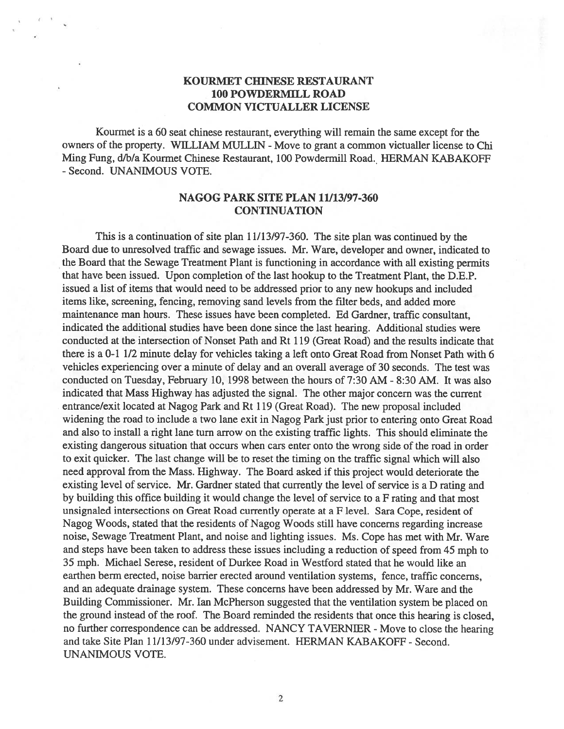## KOURMET CHINESE RESTAURANT
## 100 POWDERMILL ROAD
## COMMON VICTUALLER LICENSE

Kourmet is a 60 seat chinese restaurant, everything will remain the same except for the owners of the property. WILLIAM MULLIN - Move to grant a common victualler license to Chi Ming Fung, d/b/a Kourmet Chinese Restaurant, 100 Powdermill Road. HERMAN KABAKOFF - Second. UNANIMOUS VOTE.

## NAGOG PARK SITE PLAN 11/13/97-360
## CONTINUATION

This is a continuation of site plan 11/13/97-360. The site plan was continued by the Board due to unresolved traffic and sewage issues. Mr. Ware, developer and owner, indicated to the Board that the Sewage Treatment Plant is functioning in accordance with all existing permits that have been issued. Upon completion of the last hookup to the Treatment Plant, the D.E.P. issued a list of items that would need to be addressed prior to any new hookups and included items like, screening, fencing, removing sand levels from the filter beds, and added more maintenance man hours. These issues have been completed. Ed Gardner, traffic consultant, indicated the additional studies have been done since the last hearing. Additional studies were conducted at the intersection of Nonset Path and Rt 119 (Great Road) and the results indicate that there is a 0-1 1/2 minute delay for vehicles taking a left onto Great Road from Nonset Path with 6 vehicles experiencing over a minute of delay and an overall average of 30 seconds. The test was conducted on Tuesday, February 10, 1998 between the hours of 7:30 AM - 8:30 AM. It was also indicated that Mass Highway has adjusted the signal. The other major concern was the current entrance/exit located at Nagog Park and Rt 119 (Great Road). The new proposal included widening the road to include a two lane exit in Nagog Park just prior to entering onto Great Road and also to install a right lane turn arrow on the existing traffic lights. This should eliminate the existing dangerous situation that occurs when cars enter onto the wrong side of the road in order to exit quicker. The last change will be to reset the timing on the traffic signal which will also need approval from the Mass. Highway. The Board asked if this project would deteriorate the existing level of service. Mr. Gardner stated that currently the level of service is a D rating and by building this office building it would change the level of service to a F rating and that most unsignaled intersections on Great Road currently operate at a F level. Sara Cope, resident of Nagog Woods, stated that the residents of Nagog Woods still have concerns regarding increase noise, Sewage Treatment Plant, and noise and lighting issues. Ms. Cope has met with Mr. Ware and steps have been taken to address these issues including a reduction of speed from 45 mph to 35 mph. Michael Serese, resident of Durkee Road in Westford stated that he would like an earthen berm erected, noise barrier erected around ventilation systems, fence, traffic concerns, and an adequate drainage system. These concerns have been addressed by Mr. Ware and the Building Commissioner. Mr. Ian McPherson suggested that the ventilation system be placed on the ground instead of the roof. The Board reminded the residents that once this hearing is closed, no further correspondence can be addressed. NANCY TAVERNIER - Move to close the hearing and take Site Plan 11/13/97-360 under advisement. HERMAN KABAKOFF - Second. UNANIMOUS VOTE.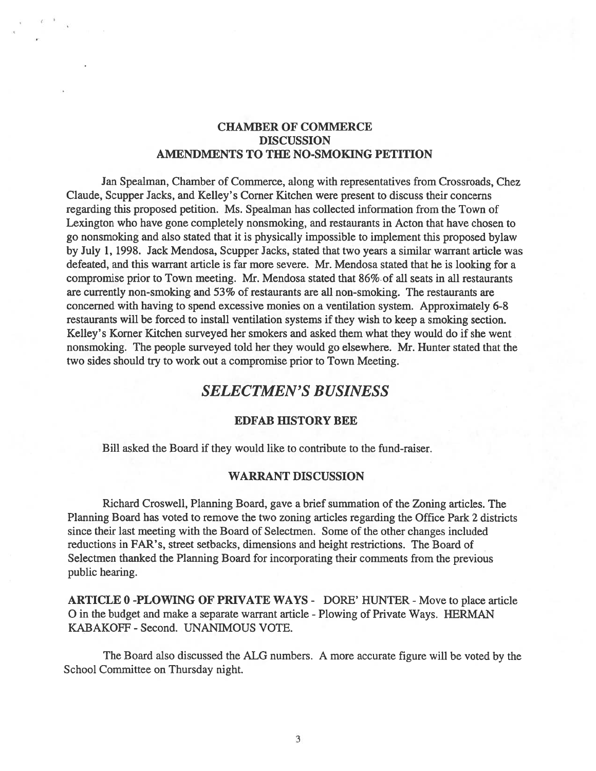## CHAMBER OF COMMERCE DISCUSSION AMENDMENTS TO THE NO-SMOKING PETITION

Jan Spealman, Chamber of Commerce, along with representatives from Crossroads, Chez Claude, Scupper Jacks, and Kelley's Corner Kitchen were present to discuss their concerns regarding this proposed petition. Ms. Spealman has collected information from the Town of Lexington who have gone completely nonsmoking, and restaurants in Acton that have chosen to go nonsmoking and also stated that it is physically impossible to implement this proposed bylaw by July 1, 1998. Jack Mendosa, Scupper Jacks, stated that two years a similar warrant article was defeated, and this warrant article is far more severe. Mr. Mendosa stated that he is looking for a compromise prior to Town meeting. Mr. Mendosa stated that 86% of all seats in all restaurants are currently non-smoking and 53% of restaurants are all non-smoking. The restaurants are concerned with having to spend excessive monies on a ventilation system. Approximately 6-8 restaurants will be forced to install ventilation systems if they wish to keep a smoking section. Kelley's Korner Kitchen surveyed her smokers and asked them what they would do if she went nonsmoking. The people surveyed told her they would go elsewhere. Mr. Hunter stated that the two sides should try to work out a compromise prior to Town Meeting.

# *SELECTMEN'S BUSINESS*

### EDFAB HISTORY BEE

Bill asked the Board if they would like to contribute to the fund-raiser.

### WARRANT DISCUSSION

Richard Croswell, Planning Board, gave a brief summation of the Zoning articles. The Planning Board has voted to remove the two zoning articles regarding the Office Park 2 districts since their last meeting with the Board of Selectmen. Some of the other changes included reductions in FAR's, street setbacks, dimensions and height restrictions. The Board of Selectmen thanked the Planning Board for incorporating their comments from the previous public hearing.

**ARTICLE 0 -PLOWING OF PRIVATE WAYS** - DORE' HUNTER - Move to place article O in the budget and make a separate warrant article - Plowing of Private Ways. HERMAN KABAKOFF - Second. UNANIMOUS VOTE.

The Board also discussed the ALG numbers. A more accurate figure will be voted by the School Committee on Thursday night.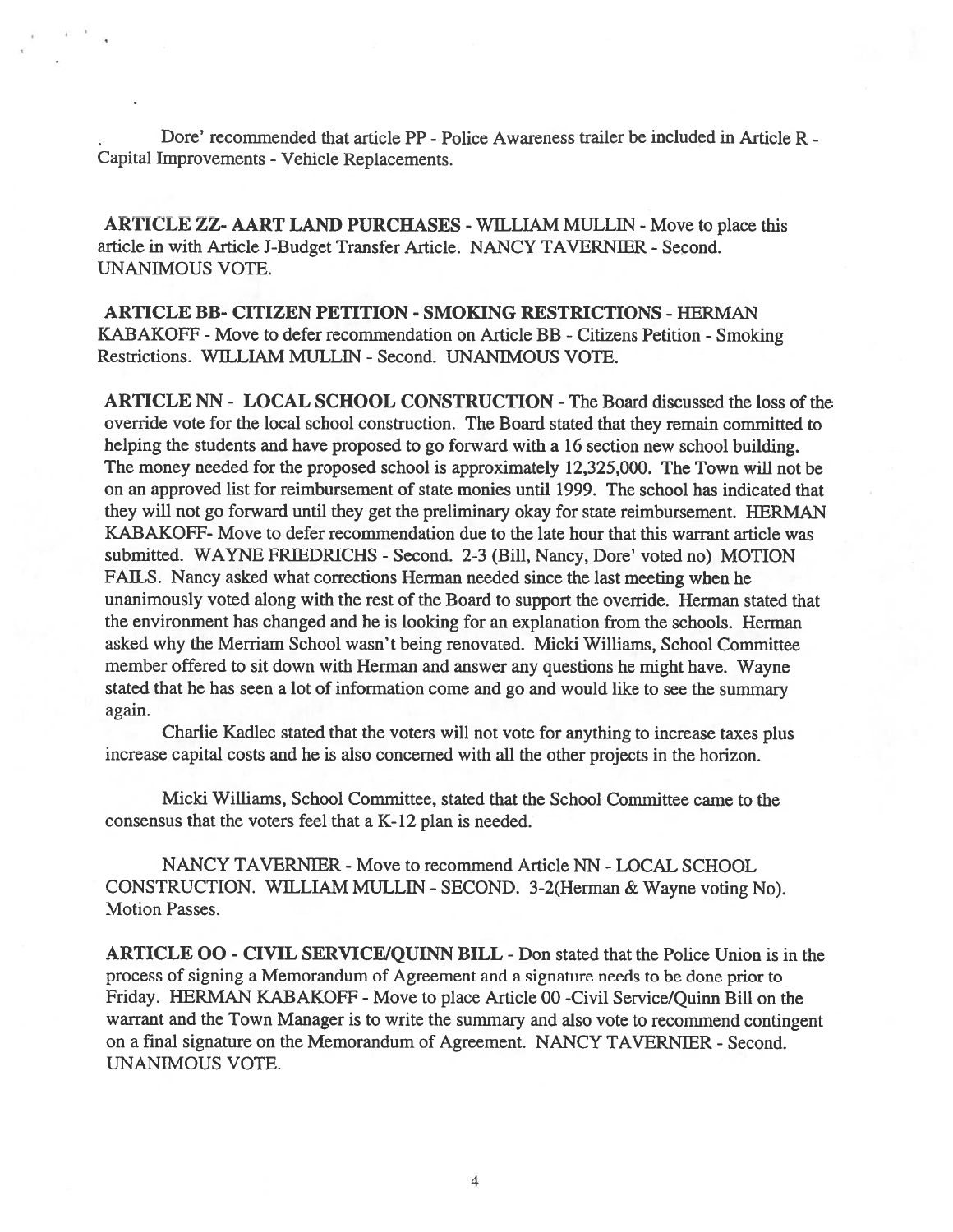Dore' recommended that article PP - Police Awareness trailer be included in Article R - Capital Improvements - Vehicle Replacements.

**ARTICLE ZZ- AART LAND PURCHASES** - WILLIAM MULLIN - Move to place this article in with Article J-Budget Transfer Article. NANCY TAVERNIER - Second. UNANIMOUS VOTE.

**ARTICLE BB- CITIZEN PETITION - SMOKING RESTRICTIONS** - HERMAN KABAKOFF - Move to defer recommendation on Article BB - Citizens Petition - Smoking Restrictions. WILLIAM MULLIN - Second. UNANIMOUS VOTE.

**ARTICLE NN - LOCAL SCHOOL CONSTRUCTION** - The Board discussed the loss of the override vote for the local school construction. The Board stated that they remain committed to helping the students and have proposed to go forward with a 16 section new school building. The money needed for the proposed school is approximately 12,325,000. The Town will not be on an approved list for reimbursement of state monies until 1999. The school has indicated that they will not go forward until they get the preliminary okay for state reimbursement. HERMAN KABAKOFF- Move to defer recommendation due to the late hour that this warrant article was submitted. WAYNE FRIEDRICHS - Second. 2-3 (Bill, Nancy, Dore' voted no) MOTION FAILS. Nancy asked what corrections Herman needed since the last meeting when he unanimously voted along with the rest of the Board to support the override. Herman stated that the environment has changed and he is looking for an explanation from the schools. Herman asked why the Merriam School wasn't being renovated. Micki Williams, School Committee member offered to sit down with Herman and answer any questions he might have. Wayne stated that he has seen a lot of information come and go and would like to see the summary again.

Charlie Kadlec stated that the voters will not vote for anything to increase taxes plus increase capital costs and he is also concerned with all the other projects in the horizon.

Micki Williams, School Committee, stated that the School Committee came to the consensus that the voters feel that a K-12 plan is needed.

NANCY TAVERNIER - Move to recommend Article NN - LOCAL SCHOOL CONSTRUCTION. WILLIAM MULLIN - SECOND. 3-2(Herman & Wayne voting No). Motion Passes.

**ARTICLE OO - CIVIL SERVICE/QUINN BILL** - Don stated that the Police Union is in the process of signing a Memorandum of Agreement and a signature needs to be done prior to Friday. HERMAN KABAKOFF - Move to place Article 00 -Civil Service/Quinn Bill on the warrant and the Town Manager is to write the summary and also vote to recommend contingent on a final signature on the Memorandum of Agreement. NANCY TAVERNIER - Second. UNANIMOUS VOTE.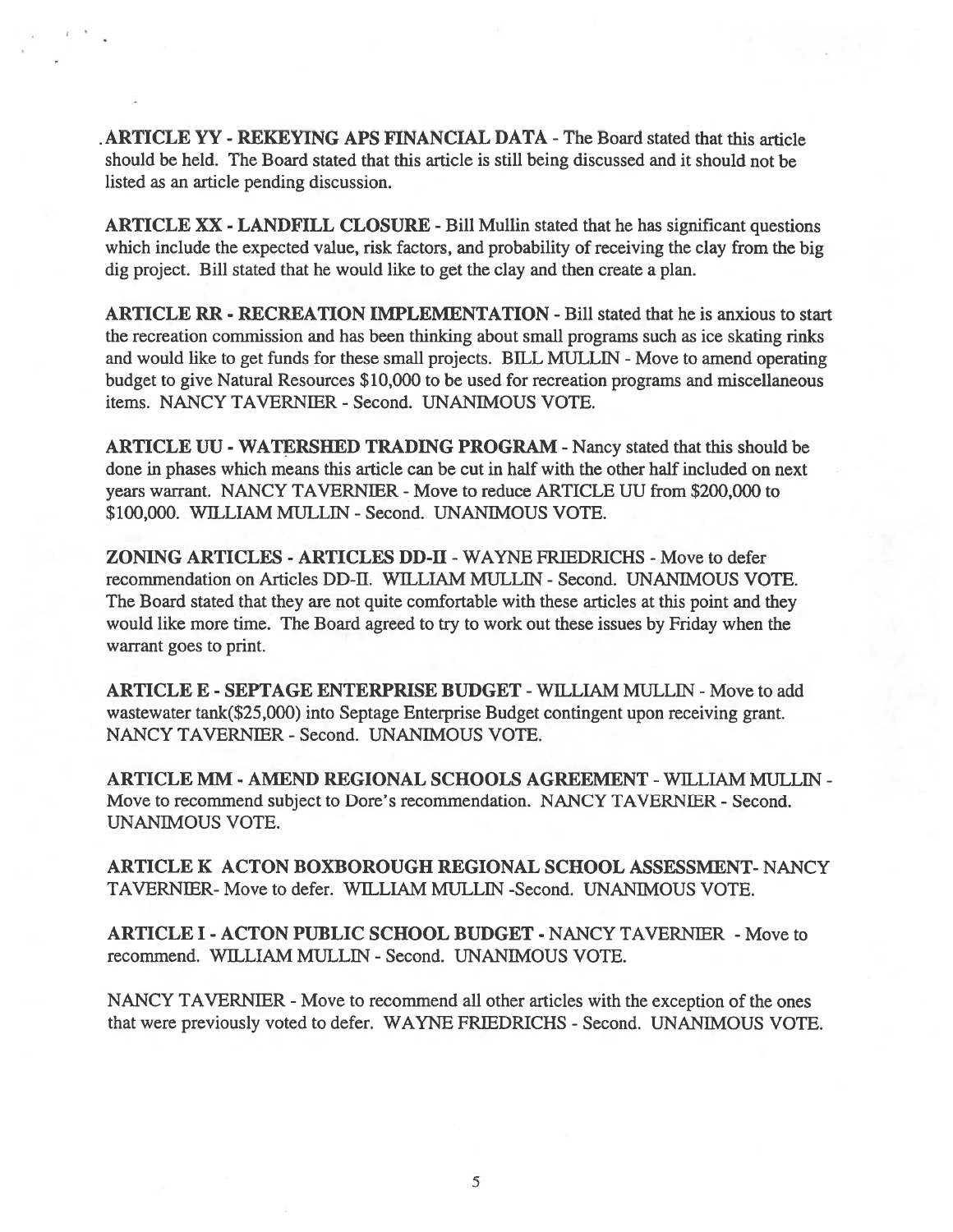**ARTICLE YY - REKEYING APS FINANCIAL DATA** - The Board stated that this article should be held. The Board stated that this article is still being discussed and it should not be listed as an article pending discussion.

**ARTICLE XX - LANDFILL CLOSURE** - Bill Mullin stated that he has significant questions which include the expected value, risk factors, and probability of receiving the clay from the big dig project. Bill stated that he would like to get the clay and then create a plan.

**ARTICLE RR - RECREATION IMPLEMENTATION** - Bill stated that he is anxious to start the recreation commission and has been thinking about small programs such as ice skating rinks and would like to get funds for these small projects. BILL MULLIN - Move to amend operating budget to give Natural Resources $10,000 to be used for recreation programs and miscellaneous items. NANCY TAVERNIER - Second. UNANIMOUS VOTE.

**ARTICLE UU - WATERSHED TRADING PROGRAM** - Nancy stated that this should be done in phases which means this article can be cut in half with the other half included on next years warrant. NANCY TAVERNIER - Move to reduce ARTICLE UU from $200,000 to $100,000. WILLIAM MULLIN - Second. UNANIMOUS VOTE.

**ZONING ARTICLES - ARTICLES DD-II** - WAYNE FRIEDRICHS - Move to defer recommendation on Articles DD-II. WILLIAM MULLIN - Second. UNANIMOUS VOTE. The Board stated that they are not quite comfortable with these articles at this point and they would like more time. The Board agreed to try to work out these issues by Friday when the warrant goes to print.

**ARTICLE E - SEPTAGE ENTERPRISE BUDGET** - WILLIAM MULLIN - Move to add wastewater tank($25,000) into Septage Enterprise Budget contingent upon receiving grant. NANCY TAVERNIER - Second. UNANIMOUS VOTE.

**ARTICLE MM - AMEND REGIONAL SCHOOLS AGREEMENT** - WILLIAM MULLIN - Move to recommend subject to Dore's recommendation. NANCY TAVERNIER - Second. UNANIMOUS VOTE.

**ARTICLE K ACTON BOXBOROUGH REGIONAL SCHOOL ASSESSMENT**- NANCY TAVERNIER- Move to defer. WILLIAM MULLIN -Second. UNANIMOUS VOTE.

**ARTICLE I - ACTON PUBLIC SCHOOL BUDGET** - NANCY TAVERNIER - Move to recommend. WILLIAM MULLIN - Second. UNANIMOUS VOTE.

NANCY TAVERNIER - Move to recommend all other articles with the exception of the ones that were previously voted to defer. WAYNE FRIEDRICHS - Second. UNANIMOUS VOTE.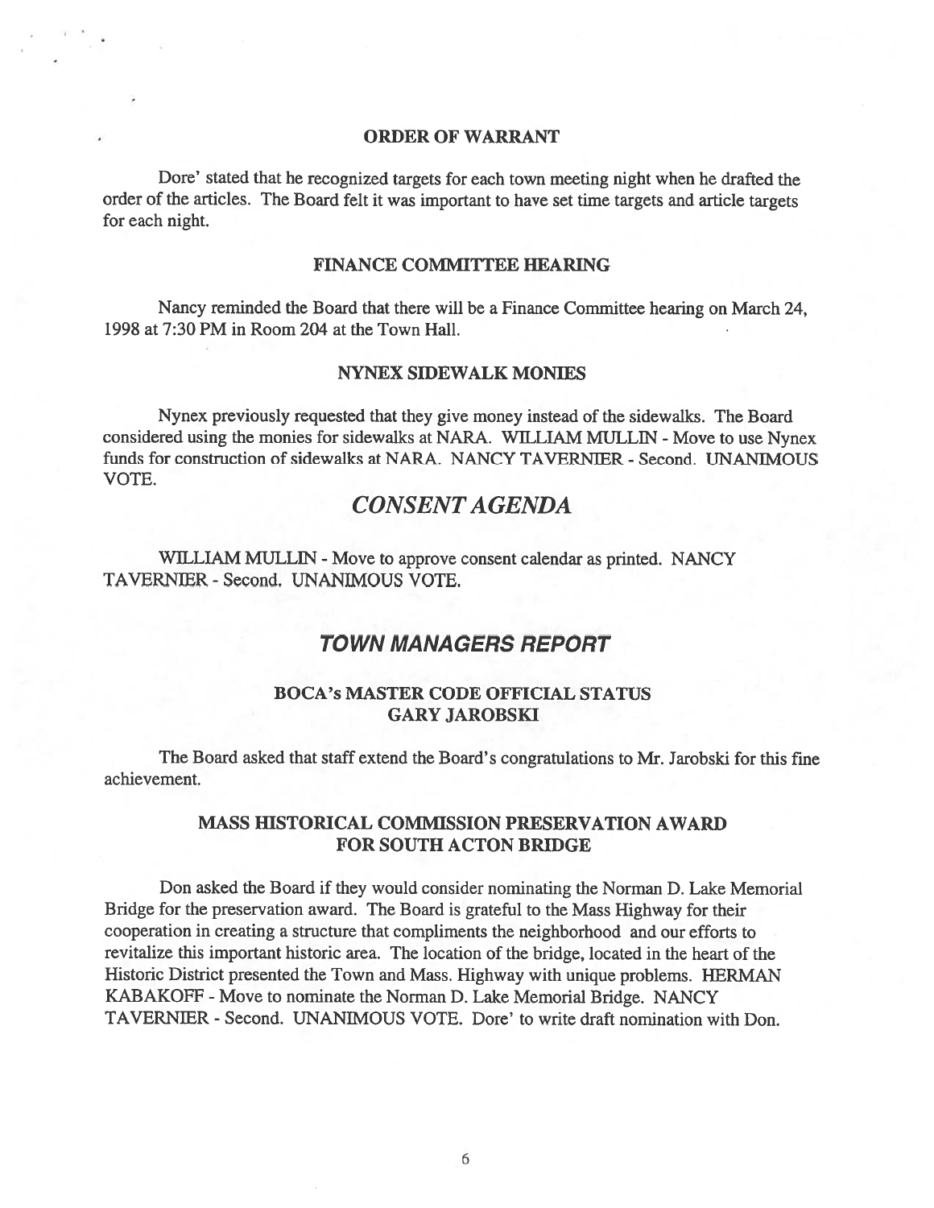### ORDER OF WARRANT

Dore' stated that he recognized targets for each town meeting night when he drafted the order of the articles. The Board felt it was important to have set time targets and article targets for each night.

### FINANCE COMMITTEE HEARING

Nancy reminded the Board that there will be a Finance Committee hearing on March 24, 1998 at 7:30 PM in Room 204 at the Town Hall.

### NYNEX SIDEWALK MONIES

Nynex previously requested that they give money instead of the sidewalks. The Board considered using the monies for sidewalks at NARA. WILLIAM MULLIN - Move to use Nynex funds for construction of sidewalks at NARA. NANCY TAVERNIER - Second. UNANIMOUS VOTE.

## *CONSENT AGENDA*

WILLIAM MULLIN - Move to approve consent calendar as printed. NANCY TAVERNIER - Second. UNANIMOUS VOTE.

## *TOWN MANAGERS REPORT*

### BOCA's MASTER CODE OFFICIAL STATUS GARY JAROBSKI

The Board asked that staff extend the Board's congratulations to Mr. Jarobski for this fine achievement.

### MASS HISTORICAL COMMISSION PRESERVATION AWARD FOR SOUTH ACTON BRIDGE

Don asked the Board if they would consider nominating the Norman D. Lake Memorial Bridge for the preservation award. The Board is grateful to the Mass Highway for their cooperation in creating a structure that compliments the neighborhood and our efforts to revitalize this important historic area. The location of the bridge, located in the heart of the Historic District presented the Town and Mass. Highway with unique problems. HERMAN KABAKOFF - Move to nominate the Norman D. Lake Memorial Bridge. NANCY TAVERNIER - Second. UNANIMOUS VOTE. Dore' to write draft nomination with Don.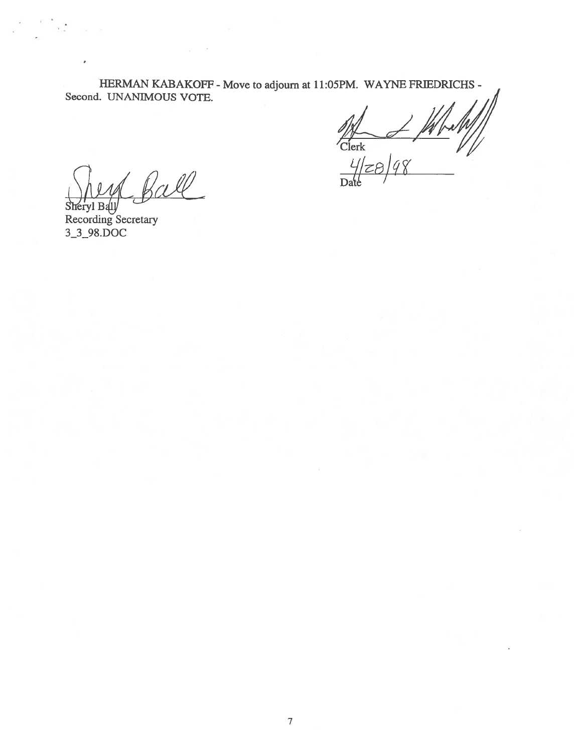HERMAN KABAKOFF - Move to adjourn at 11:05PM. WAYNE FRIEDRICHS - Second. UNANIMOUS VOTE.

Clerk

4/28/98

Date

Sheryl Ball

Recording Secretary

3_3_98.DOC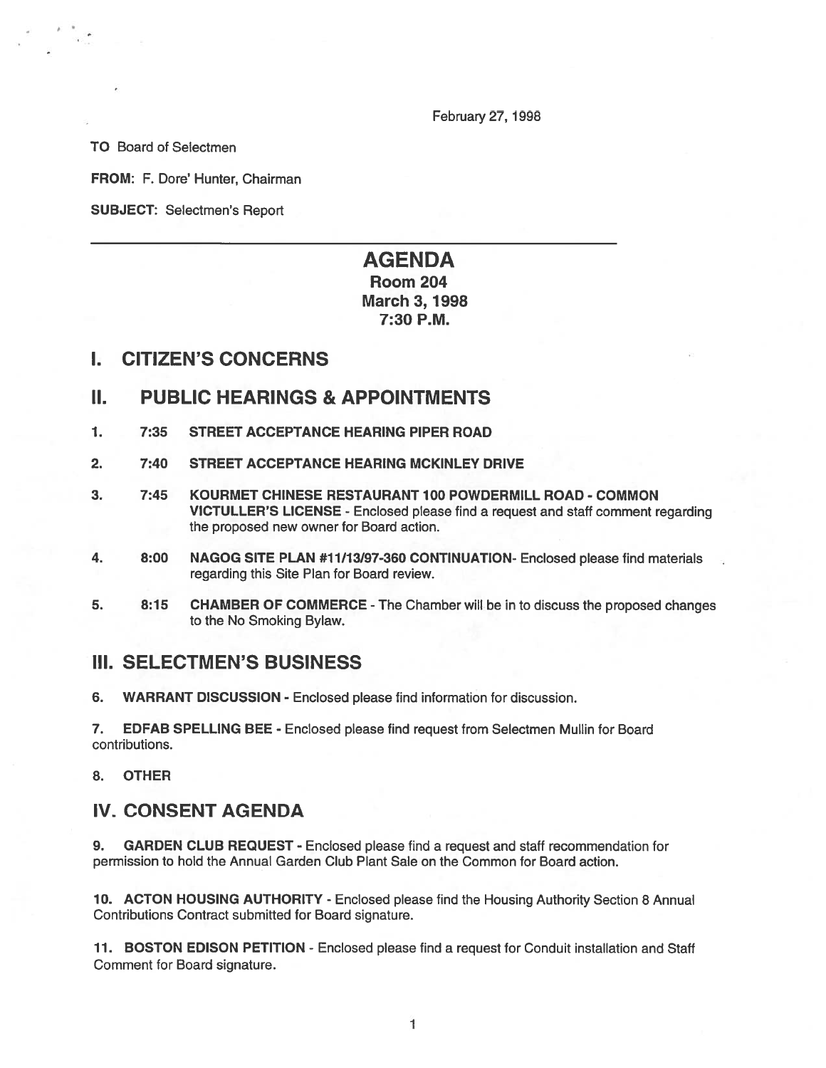February 27, 1998

**TO** Board of Selectmen

**FROM:** F. Dore' Hunter, Chairman

**SUBJECT:** Selectmen's Report

---

# AGENDA
## Room 204
## March 3, 1998
## 7:30 P.M.

## I. CITIZEN'S CONCERNS

## II. PUBLIC HEARINGS & APPOINTMENTS

1. **7:35 STREET ACCEPTANCE HEARING PIPER ROAD**

2. **7:40 STREET ACCEPTANCE HEARING MCKINLEY DRIVE**

3. **7:45 KOURMET CHINESE RESTAURANT 100 POWDERMILL ROAD - COMMON VICTULLER'S LICENSE** - Enclosed please find a request and staff comment regarding the proposed new owner for Board action.

4. **8:00 NAGOG SITE PLAN #11/13/97-360 CONTINUATION**- Enclosed please find materials regarding this Site Plan for Board review.

5. **8:15 CHAMBER OF COMMERCE** - The Chamber will be in to discuss the proposed changes to the No Smoking Bylaw.

## III. SELECTMEN'S BUSINESS

6. **WARRANT DISCUSSION** - Enclosed please find information for discussion.

7. **EDFAB SPELLING BEE** - Enclosed please find request from Selectmen Mullin for Board contributions.

8. **OTHER**

## IV. CONSENT AGENDA

9. **GARDEN CLUB REQUEST** - Enclosed please find a request and staff recommendation for permission to hold the Annual Garden Club Plant Sale on the Common for Board action.

10. **ACTON HOUSING AUTHORITY** - Enclosed please find the Housing Authority Section 8 Annual Contributions Contract submitted for Board signature.

11. **BOSTON EDISON PETITION** - Enclosed please find a request for Conduit installation and Staff Comment for Board signature.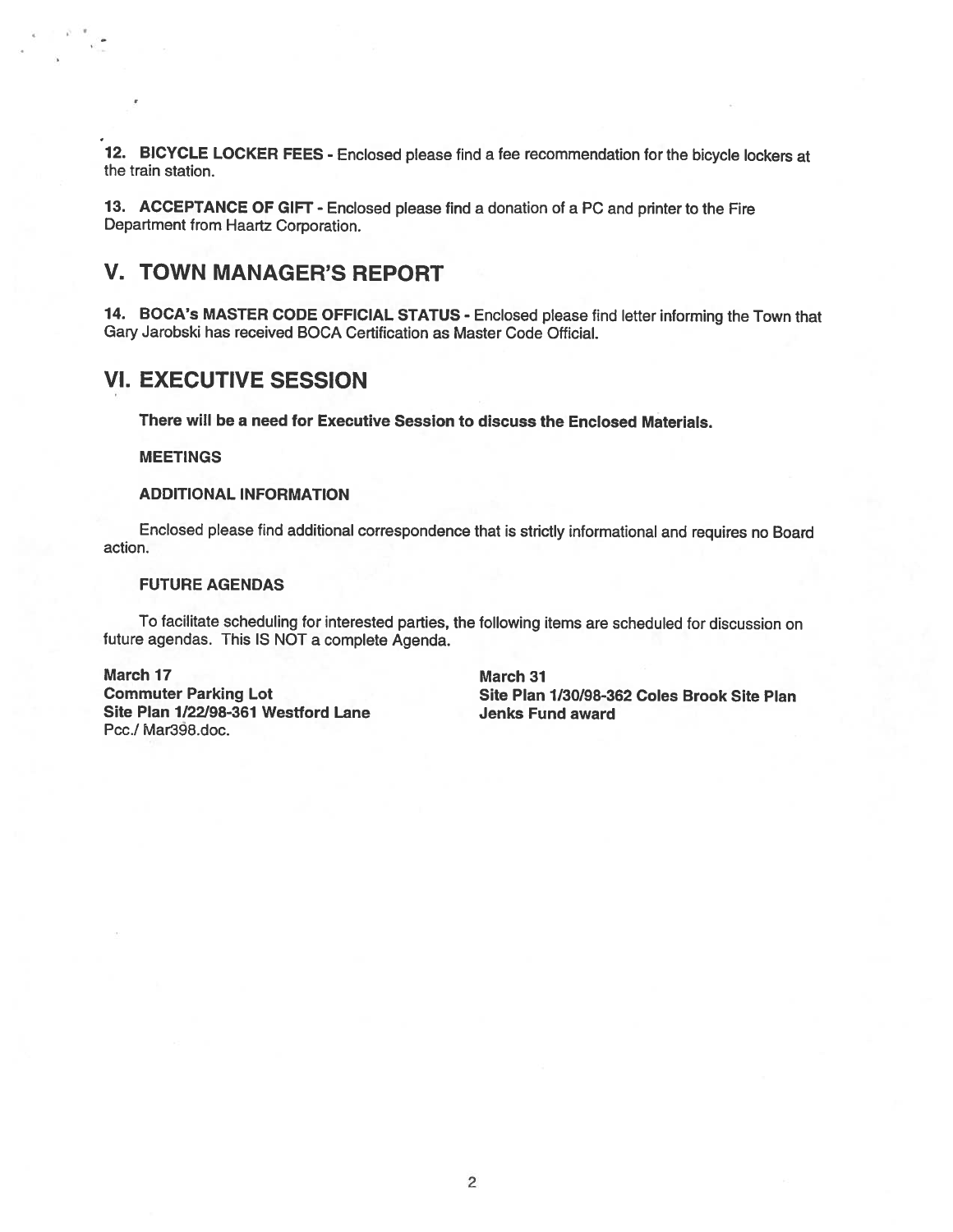**12. BICYCLE LOCKER FEES** - Enclosed please find a fee recommendation for the bicycle lockers at the train station.

**13. ACCEPTANCE OF GIFT** - Enclosed please find a donation of a PC and printer to the Fire Department from Haartz Corporation.

## V. TOWN MANAGER'S REPORT

**14. BOCA's MASTER CODE OFFICIAL STATUS** - Enclosed please find letter informing the Town that Gary Jarobski has received BOCA Certification as Master Code Official.

## VI. EXECUTIVE SESSION

**There will be a need for Executive Session to discuss the Enclosed Materials.**

**MEETINGS**

**ADDITIONAL INFORMATION**

Enclosed please find additional correspondence that is strictly informational and requires no Board action.

**FUTURE AGENDAS**

To facilitate scheduling for interested parties, the following items are scheduled for discussion on future agendas. This IS NOT a complete Agenda.

**March 17**
**Commuter Parking Lot**
**Site Plan 1/22/98-361 Westford Lane**

**March 31**
**Site Plan 1/30/98-362 Coles Brook Site Plan**
**Jenks Fund award**

Pcc./ Mar398.doc.